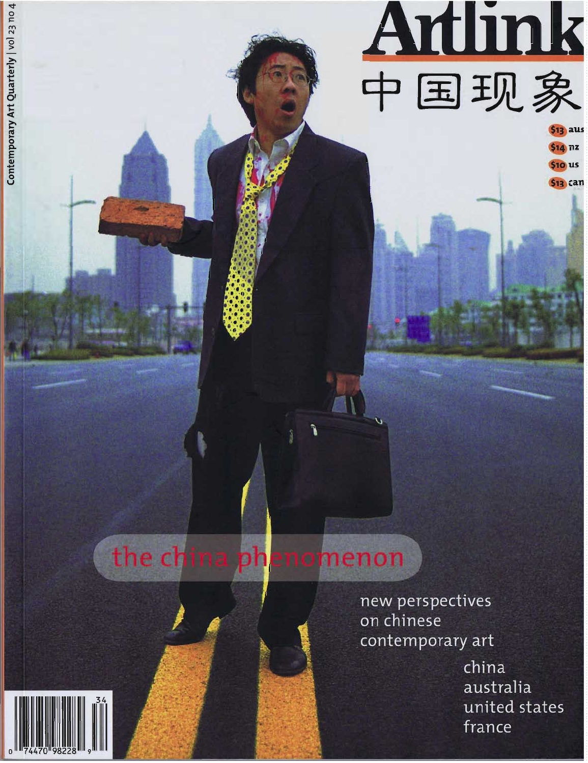# Artlink

# 中国现象

Contemporary Art Quarterly | vol 23 no 4

$13 aus
$14 nz
$10 us
$13 can

## the china phenomenon

new perspectives on chinese contemporary art

china
australia
united states
france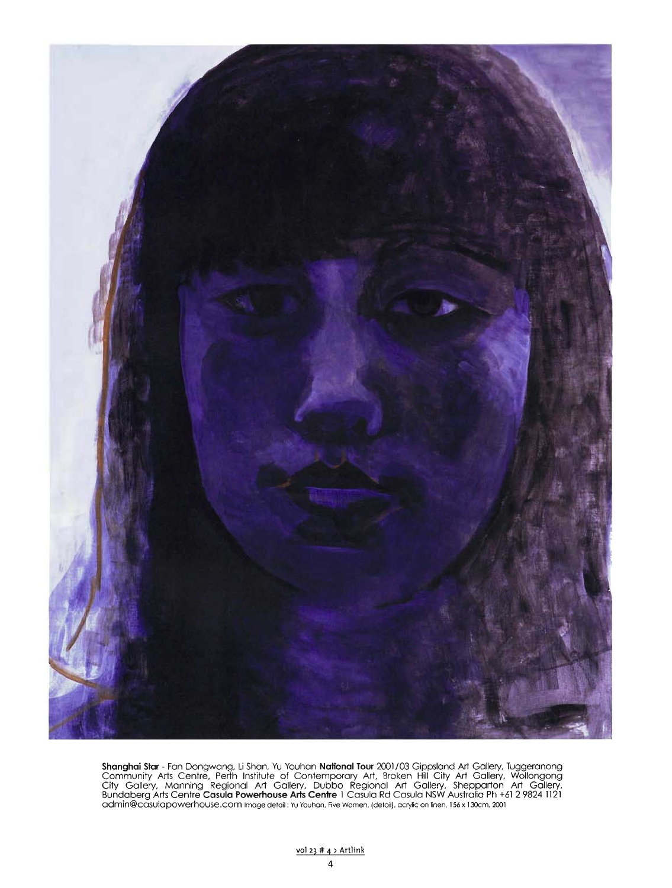**Shanghai Star** - Fan Dongwang, Li Shan, Yu Youhan **National Tour** 2001/03 Gippsland Art Gallery, Tuggeranong Community Arts Centre, Perth Institute of Contemporary Art, Broken Hill City Art Gallery, Wollongong City Gallery, Manning Regional Art Gallery, Dubbo Regional Art Gallery, Shepparton Art Gallery, Bundaberg Arts Centre **Casula Powerhouse Arts Centre** 1 Casula Rd Casula NSW Australia Ph +61 2 9824 1121 admin@casulapowerhouse.com Image detail : Yu Youhan, Five Women, (detail), acrylic on linen, 156 x 130cm, 2001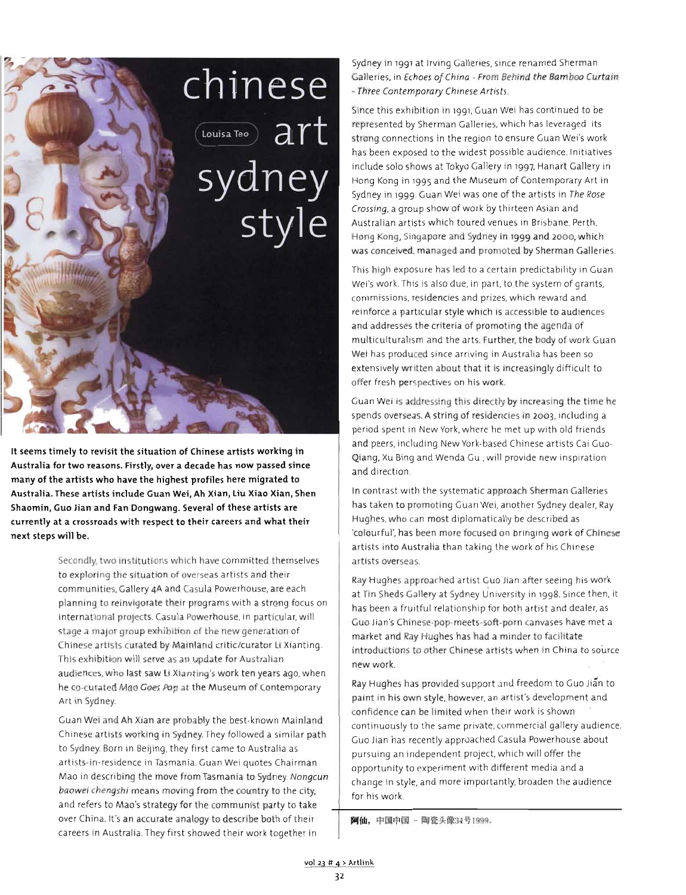# chinese art sydney style

Louisa Teo

**It seems timely to revisit the situation of Chinese artists working in Australia for two reasons. Firstly, over a decade has now passed since many of the artists who have the highest profiles here migrated to Australia. These artists include Guan Wei, Ah Xian, Liu Xiao Xian, Shen Shaomin, Guo Jian and Fan Dongwang. Several of these artists are currently at a crossroads with respect to their careers and what their next steps will be.**

Secondly, two institutions which have committed themselves to exploring the situation of overseas artists and their communities, Gallery 4A and Casula Powerhouse, are each planning to reinvigorate their programs with a strong focus on international projects. Casula Powerhouse, in particular, will stage a major group exhibition of the new generation of Chinese artists curated by Mainland critic/curator Li Xianting. This exhibition will serve as an update for Australian audiences, who last saw Li Xianting's work ten years ago, when he co-curated *Mao Goes Pop* at the Museum of Contemporary Art in Sydney.

Guan Wei and Ah Xian are probably the best-known Mainland Chinese artists working in Sydney. They followed a similar path to Sydney. Born in Beijing, they first came to Australia as artists-in-residence in Tasmania. Guan Wei quotes Chairman Mao in describing the move from Tasmania to Sydney. *Nongcun baowei chengshi* means moving from the country to the city, and refers to Mao's strategy for the communist party to take over China. It's an accurate analogy to describe both of their careers in Australia. They first showed their work together in Sydney in 1991 at Irving Galleries, since renamed Sherman Galleries, in *Echoes of China - From Behind the Bamboo Curtain - Three Contemporary Chinese Artists*.

Since this exhibition in 1991, Guan Wei has continued to be represented by Sherman Galleries, which has leveraged its strong connections in the region to ensure Guan Wei's work has been exposed to the widest possible audience. Initiatives include solo shows at Tokyo Gallery in 1997, Hanart Gallery in Hong Kong in 1995 and the Museum of Contemporary Art in Sydney in 1999. Guan Wei was one of the artists in *The Rose Crossing*, a group show of work by thirteen Asian and Australian artists which toured venues in Brisbane, Perth, Hong Kong, Singapore and Sydney in 1999 and 2000, which was conceived, managed and promoted by Sherman Galleries.

This high exposure has led to a certain predictability in Guan Wei's work. This is also due, in part, to the system of grants, commissions, residencies and prizes, which reward and reinforce a particular style which is accessible to audiences and addresses the criteria of promoting the agenda of multiculturalism and the arts. Further, the body of work Guan Wei has produced since arriving in Australia has been so extensively written about that it is increasingly difficult to offer fresh perspectives on his work.

Guan Wei is addressing this directly by increasing the time he spends overseas. A string of residencies in 2003, including a period spent in New York, where he met up with old friends and peers, including New York-based Chinese artists Cai Guo-Qiang, Xu Bing and Wenda Gu, will provide new inspiration and direction.

In contrast with the systematic approach Sherman Galleries has taken to promoting Guan Wei, another Sydney dealer, Ray Hughes, who can most diplomatically be described as 'colourful', has been more focused on bringing work of Chinese artists into Australia than taking the work of his Chinese artists overseas.

Ray Hughes approached artist Guo Jian after seeing his work at Tin Sheds Gallery at Sydney University in 1998. Since then, it has been a fruitful relationship for both artist and dealer, as Guo Jian's Chinese-pop-meets-soft-porn canvases have met a market and Ray Hughes has had a minder to facilitate introductions to other Chinese artists when in China to source new work.

Ray Hughes has provided support and freedom to Guo Jiān to paint in his own style, however, an artist's development and confidence can be limited when their work is shown continuously to the same private, commercial gallery audience. Guo Jian has recently approached Casula Powerhouse about pursuing an independent project, which will offer the opportunity to experiment with different media and a change in style, and more importantly, broaden the audience for his work.

阿仙，中国中国 - 陶瓷头像34号1999。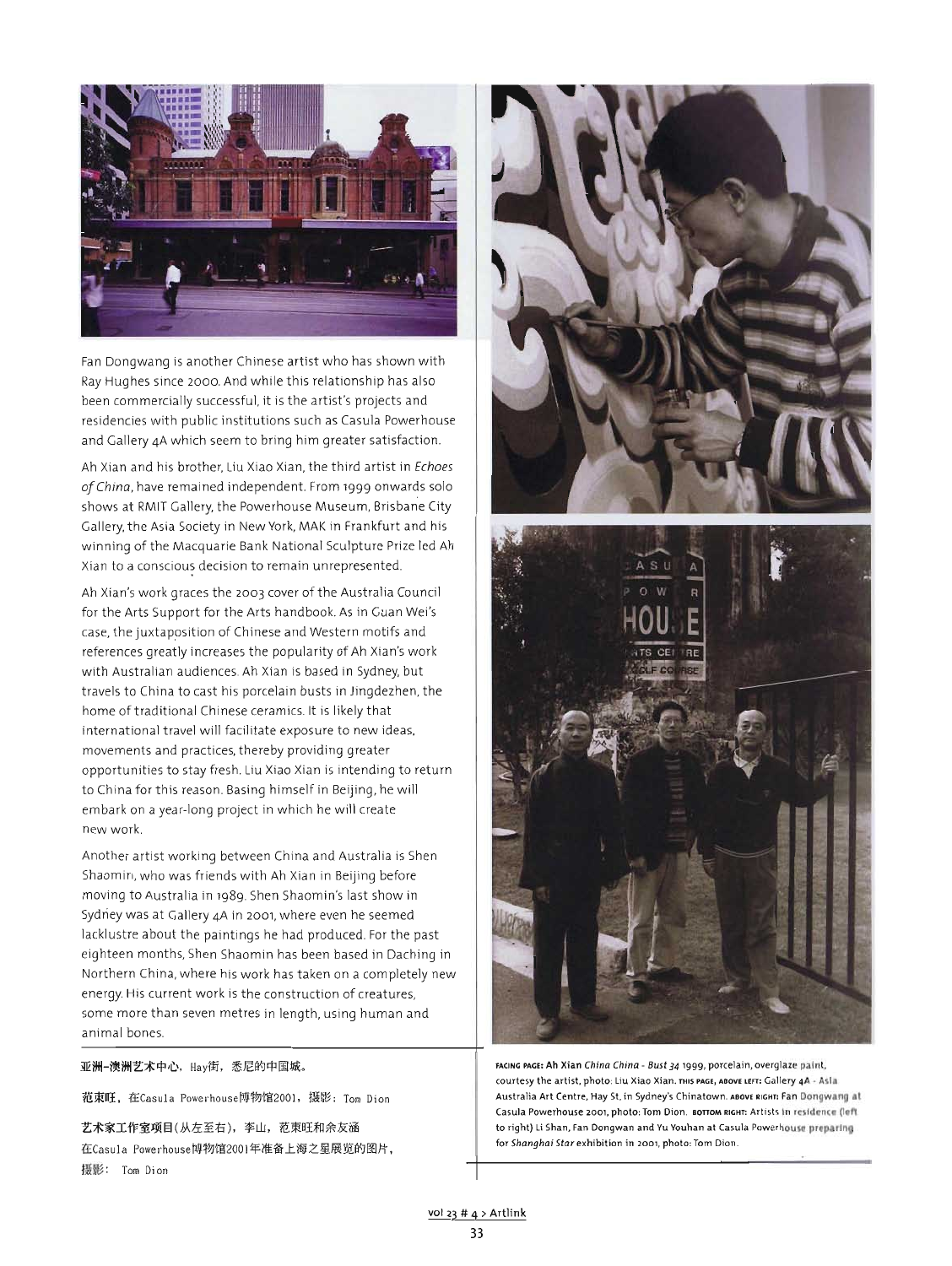Fan Dongwang is another Chinese artist who has shown with Ray Hughes since 2000. And while this relationship has also been commercially successful, it is the artist's projects and residencies with public institutions such as Casula Powerhouse and Gallery 4A which seem to bring him greater satisfaction.

Ah Xian and his brother, Liu Xiao Xian, the third artist in *Echoes of China*, have remained independent. From 1999 onwards solo shows at RMIT Gallery, the Powerhouse Museum, Brisbane City Gallery, the Asia Society in New York, MAK in Frankfurt and his winning of the Macquarie Bank National Sculpture Prize led Ah Xian to a conscious decision to remain unrepresented.

Ah Xian's work graces the 2003 cover of the Australia Council for the Arts Support for the Arts handbook. As in Guan Wei's case, the juxtaposition of Chinese and Western motifs and references greatly increases the popularity of Ah Xian's work with Australian audiences. Ah Xian is based in Sydney, but travels to China to cast his porcelain busts in Jingdezhen, the home of traditional Chinese ceramics. It is likely that international travel will facilitate exposure to new ideas, movements and practices, thereby providing greater opportunities to stay fresh. Liu Xiao Xian is intending to return to China for this reason. Basing himself in Beijing, he will embark on a year-long project in which he will create new work.

Another artist working between China and Australia is Shen Shaomin, who was friends with Ah Xian in Beijing before moving to Australia in 1989. Shen Shaomin's last show in Sydney was at Gallery 4A in 2001, where even he seemed lacklustre about the paintings he had produced. For the past eighteen months, Shen Shaomin has been based in Daching in Northern China, where his work has taken on a completely new energy. His current work is the construction of creatures, some more than seven metres in length, using human and animal bones.

亚洲-澳洲艺术中心，Hay街，悉尼的中国城。

范东旺，在Casula Powerhouse博物馆2001，摄影：Tom Dion

艺术家工作室项目(从左至右)，李山，范东旺和余友涵
在Casula Powerhouse博物馆2001年准备上海之星展览的图片，
摄影： Tom Dion

**FACING PAGE:** Ah Xian *China China - Bust 34* 1999, porcelain, overglaze paint, courtesy the artist, photo: Liu Xiao Xian. **THIS PAGE, ABOVE LEFT:** Gallery 4A - Asia Australia Art Centre, Hay St, in Sydney's Chinatown. **ABOVE RIGHT:** Fan Dongwang at Casula Powerhouse 2001, photo: Tom Dion. **BOTTOM RIGHT:** Artists in residence (left to right) Li Shan, Fan Dongwan and Yu Youhan at Casula Powerhouse preparing for *Shanghai Star* exhibition in 2001, photo: Tom Dion.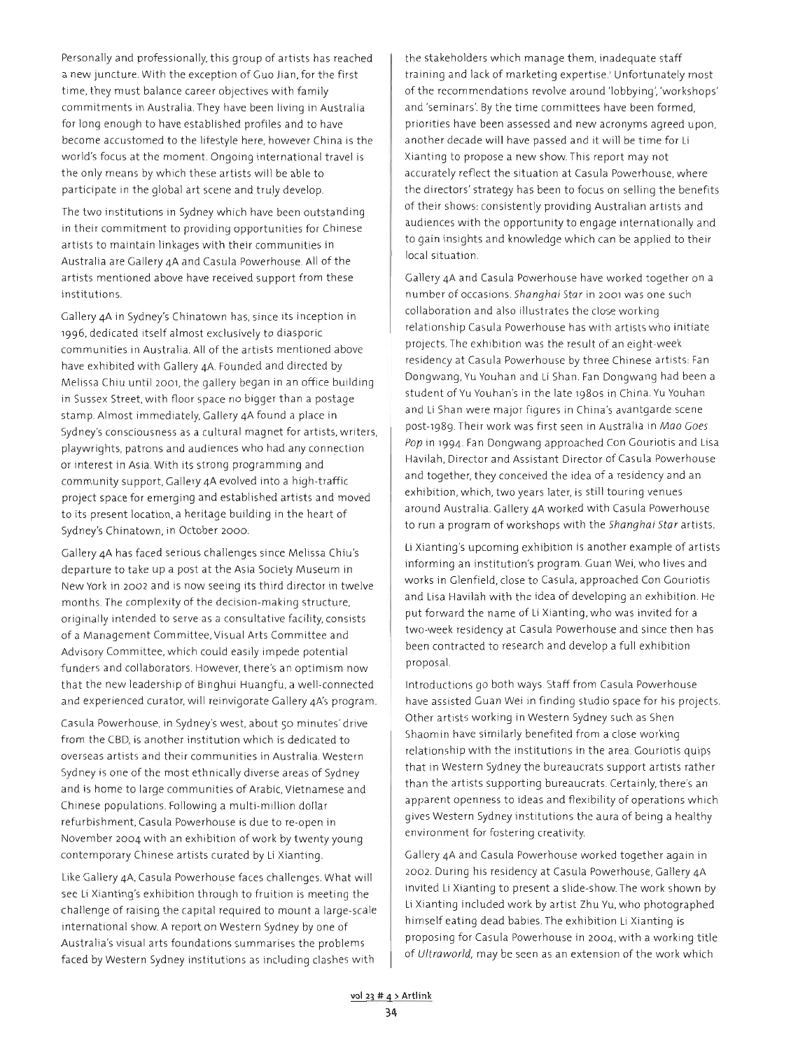Personally and professionally, this group of artists has reached a new juncture. With the exception of Guo Jian, for the first time, they must balance career objectives with family commitments in Australia. They have been living in Australia for long enough to have established profiles and to have become accustomed to the lifestyle here, however China is the world's focus at the moment. Ongoing international travel is the only means by which these artists will be able to participate in the global art scene and truly develop.

The two institutions in Sydney which have been outstanding in their commitment to providing opportunities for Chinese artists to maintain linkages with their communities in Australia are Gallery 4A and Casula Powerhouse. All of the artists mentioned above have received support from these institutions.

Gallery 4A in Sydney's Chinatown has, since its inception in 1996, dedicated itself almost exclusively to diasporic communities in Australia. All of the artists mentioned above have exhibited with Gallery 4A. Founded and directed by Melissa Chiu until 2001, the gallery began in an office building in Sussex Street, with floor space no bigger than a postage stamp. Almost immediately, Gallery 4A found a place in Sydney's consciousness as a cultural magnet for artists, writers, playwrights, patrons and audiences who had any connection or interest in Asia. With its strong programming and community support, Gallery 4A evolved into a high-traffic project space for emerging and established artists and moved to its present location, a heritage building in the heart of Sydney's Chinatown, in October 2000.

Gallery 4A has faced serious challenges since Melissa Chiu's departure to take up a post at the Asia Society Museum in New York in 2002 and is now seeing its third director in twelve months. The complexity of the decision-making structure, originally intended to serve as a consultative facility, consists of a Management Committee, Visual Arts Committee and Advisory Committee, which could easily impede potential funders and collaborators. However, there's an optimism now that the new leadership of Binghui Huangfu, a well-connected and experienced curator, will reinvigorate Gallery 4A's program.

Casula Powerhouse, in Sydney's west, about 50 minutes' drive from the CBD, is another institution which is dedicated to overseas artists and their communities in Australia. Western Sydney is one of the most ethnically diverse areas of Sydney and is home to large communities of Arabic, Vietnamese and Chinese populations. Following a multi-million dollar refurbishment, Casula Powerhouse is due to re-open in November 2004 with an exhibition of work by twenty young contemporary Chinese artists curated by Li Xianting.

Like Gallery 4A, Casula Powerhouse faces challenges. What will see Li Xianting's exhibition through to fruition is meeting the challenge of raising the capital required to mount a large-scale international show. A report on Western Sydney by one of Australia's visual arts foundations summarises the problems faced by Western Sydney institutions as including clashes with the stakeholders which manage them, inadequate staff training and lack of marketing expertise.[1] Unfortunately most of the recommendations revolve around 'lobbying', 'workshops' and 'seminars'. By the time committees have been formed, priorities have been assessed and new acronyms agreed upon, another decade will have passed and it will be time for Li Xianting to propose a new show. This report may not accurately reflect the situation at Casula Powerhouse, where the directors' strategy has been to focus on selling the benefits of their shows: consistently providing Australian artists and audiences with the opportunity to engage internationally and to gain insights and knowledge which can be applied to their local situation.

Gallery 4A and Casula Powerhouse have worked together on a number of occasions. *Shanghai Star* in 2001 was one such collaboration and also illustrates the close working relationship Casula Powerhouse has with artists who initiate projects. The exhibition was the result of an eight-week residency at Casula Powerhouse by three Chinese artists: Fan Dongwang, Yu Youhan and Li Shan. Fan Dongwang had been a student of Yu Youhan's in the late 1980s in China. Yu Youhan and Li Shan were major figures in China's avantgarde scene post-1989. Their work was first seen in Australia in *Mao Goes Pop* in 1994. Fan Dongwang approached Con Gouriotis and Lisa Havilah, Director and Assistant Director of Casula Powerhouse and together, they conceived the idea of a residency and an exhibition, which, two years later, is still touring venues around Australia. Gallery 4A worked with Casula Powerhouse to run a program of workshops with the *Shanghai Star* artists.

Li Xianting's upcoming exhibition is another example of artists informing an institution's program. Guan Wei, who lives and works in Glenfield, close to Casula, approached Con Gouriotis and Lisa Havilah with the idea of developing an exhibition. He put forward the name of Li Xianting, who was invited for a two-week residency at Casula Powerhouse and since then has been contracted to research and develop a full exhibition proposal.

Introductions go both ways. Staff from Casula Powerhouse have assisted Guan Wei in finding studio space for his projects. Other artists working in Western Sydney such as Shen Shaomin have similarly benefited from a close working relationship with the institutions in the area. Gouriotis quips that in Western Sydney the bureaucrats support artists rather than the artists supporting bureaucrats. Certainly, there's an apparent openness to ideas and flexibility of operations which gives Western Sydney institutions the aura of being a healthy environment for fostering creativity.

Gallery 4A and Casula Powerhouse worked together again in 2002. During his residency at Casula Powerhouse, Gallery 4A invited Li Xianting to present a slide-show. The work shown by Li Xianting included work by artist Zhu Yu, who photographed himself eating dead babies. The exhibition Li Xianting is proposing for Casula Powerhouse in 2004, with a working title of *Ultraworld*, may be seen as an extension of the work which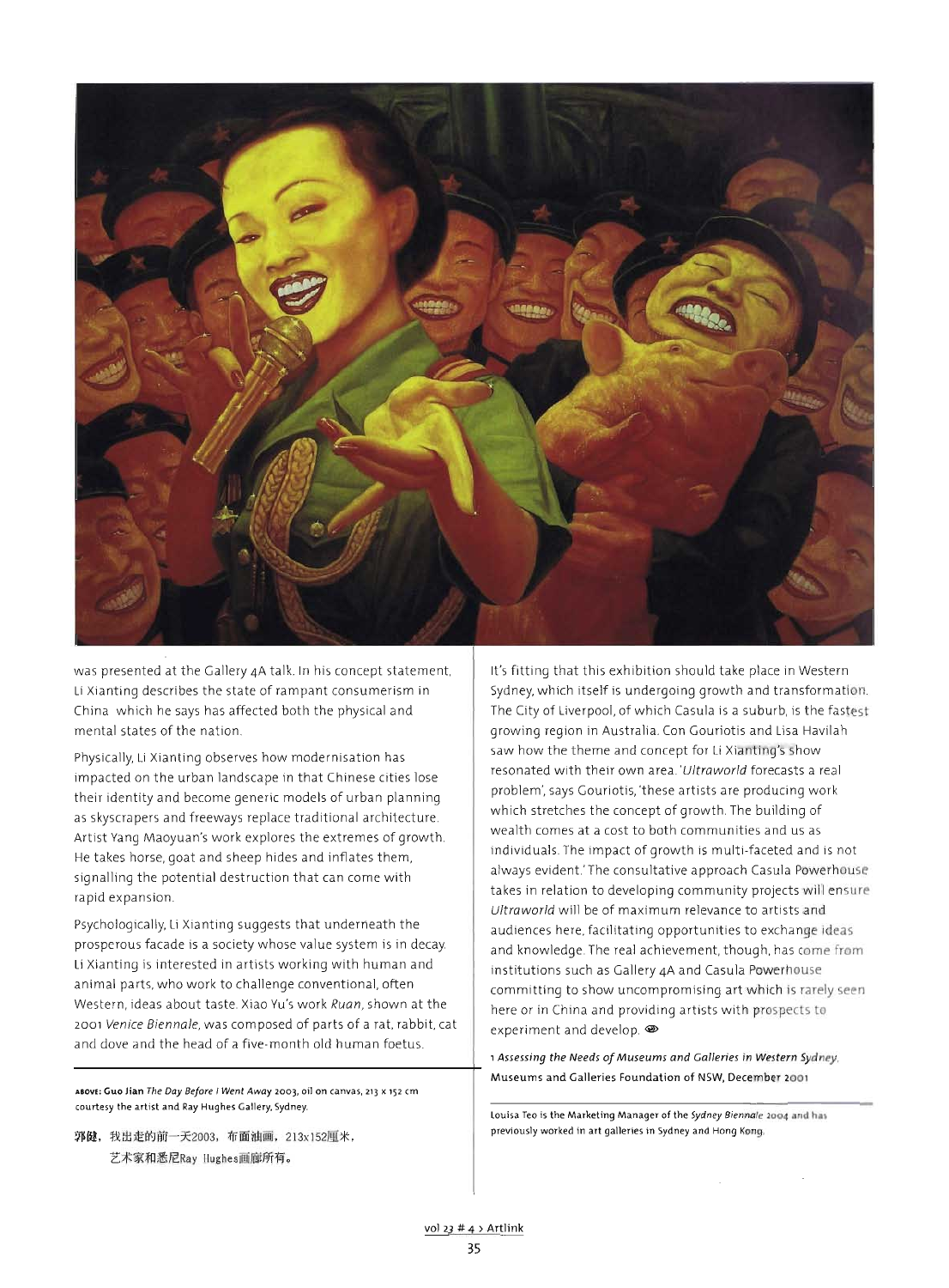was presented at the Gallery 4A talk. In his concept statement, Li Xianting describes the state of rampant consumerism in China which he says has affected both the physical and mental states of the nation.

Physically, Li Xianting observes how modernisation has impacted on the urban landscape in that Chinese cities lose their identity and become generic models of urban planning as skyscrapers and freeways replace traditional architecture. Artist Yang Maoyuan's work explores the extremes of growth. He takes horse, goat and sheep hides and inflates them, signalling the potential destruction that can come with rapid expansion.

Psychologically, Li Xianting suggests that underneath the prosperous facade is a society whose value system is in decay. Li Xianting is interested in artists working with human and animal parts, who work to challenge conventional, often Western, ideas about taste. Xiao Yu's work *Ruan*, shown at the 2001 *Venice Biennale*, was composed of parts of a rat, rabbit, cat and dove and the head of a five-month old human foetus.

It's fitting that this exhibition should take place in Western Sydney, which itself is undergoing growth and transformation. The City of Liverpool, of which Casula is a suburb, is the fastest growing region in Australia. Con Gouriotis and Lisa Havilah saw how the theme and concept for Li Xianting's show resonated with their own area. '*Ultraworld* forecasts a real problem', says Gouriotis, 'these artists are producing work which stretches the concept of growth. The building of wealth comes at a cost to both communities and us as individuals. The impact of growth is multi-faceted and is not always evident.' The consultative approach Casula Powerhouse takes in relation to developing community projects will ensure *Ultraworld* will be of maximum relevance to artists and audiences here, facilitating opportunities to exchange ideas and knowledge. The real achievement, though, has come from institutions such as Gallery 4A and Casula Powerhouse committing to show uncompromising art which is rarely seen here or in China and providing artists with prospects to experiment and develop.

1 *Assessing the Needs of Museums and Galleries in Western Sydney*, Museums and Galleries Foundation of NSW, December 2001

Louisa Teo is the Marketing Manager of the *Sydney Biennale* 2004 and has previously worked in art galleries in Sydney and Hong Kong.

**ABOVE: Guo Jian** *The Day Before I Went Away* 2003, oil on canvas, 213 x 152 cm courtesy the artist and Ray Hughes Gallery, Sydney.

郭健，我出走的前一天2003，布面油画，213x152厘米，艺术家和悉尼Ray Hughes画廊所有。